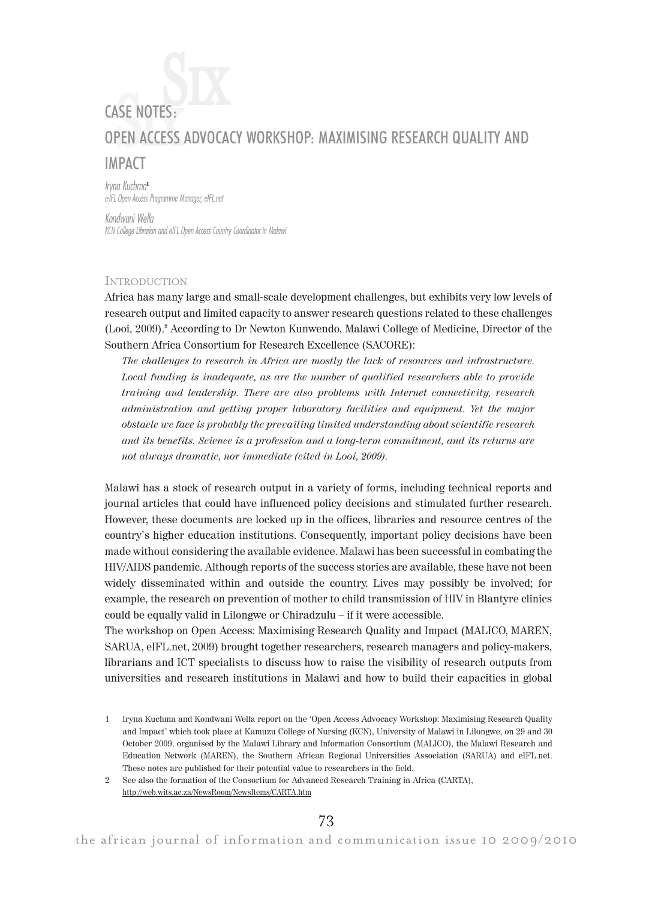# CASE NOTES:

# OPEN ACCESS ADVOCACY WORKSHOP: MAXIMISING RESEARCH QUALITY AND IMPACT

*Iryna Kuchma*[1]
*e-IFL Open Access Programme Manager, eIFL.net*

*Kondwani Wella*
*KCN College Librarian and eIFL Open Access Country Coordinator in Malawi*

## Introduction

Africa has many large and small-scale development challenges, but exhibits very low levels of research output and limited capacity to answer research questions related to these challenges (Looi, 2009).[2] According to Dr Newton Kunwendo, Malawi College of Medicine, Director of the Southern Africa Consortium for Research Excellence (SACORE):

> *The challenges to research in Africa are mostly the lack of resources and infrastructure. Local funding is inadequate, as are the number of qualified researchers able to provide training and leadership. There are also problems with Internet connectivity, research administration and getting proper laboratory facilities and equipment. Yet the major obstacle we face is probably the prevailing limited understanding about scientific research and its benefits. Science is a profession and a long-term commitment, and its returns are not always dramatic, nor immediate (cited in Looi, 2009).*

Malawi has a stock of research output in a variety of forms, including technical reports and journal articles that could have influenced policy decisions and stimulated further research. However, these documents are locked up in the offices, libraries and resource centres of the country's higher education institutions. Consequently, important policy decisions have been made without considering the available evidence. Malawi has been successful in combating the HIV/AIDS pandemic. Although reports of the success stories are available, these have not been widely disseminated within and outside the country. Lives may possibly be involved; for example, the research on prevention of mother to child transmission of HIV in Blantyre clinics could be equally valid in Lilongwe or Chiradzulu – if it were accessible.

The workshop on Open Access: Maximising Research Quality and Impact (MALICO, MAREN, SARUA, eIFL.net, 2009) brought together researchers, research managers and policy-makers, librarians and ICT specialists to discuss how to raise the visibility of research outputs from universities and research institutions in Malawi and how to build their capacities in global

1 Iryna Kuchma and Kondwani Wella report on the 'Open Access Advocacy Workshop: Maximising Research Quality and Impact' which took place at Kamuzu College of Nursing (KCN), University of Malawi in Lilongwe, on 29 and 30 October 2009, organised by the Malawi Library and Information Consortium (MALICO), the Malawi Research and Education Network (MAREN), the Southern African Regional Universities Association (SARUA) and eIFL.net. These notes are published for their potential value to researchers in the field.

2 See also the formation of the Consortium for Advanced Research Training in Africa (CARTA), http://web.wits.ac.za/NewsRoom/NewsItems/CARTA.htm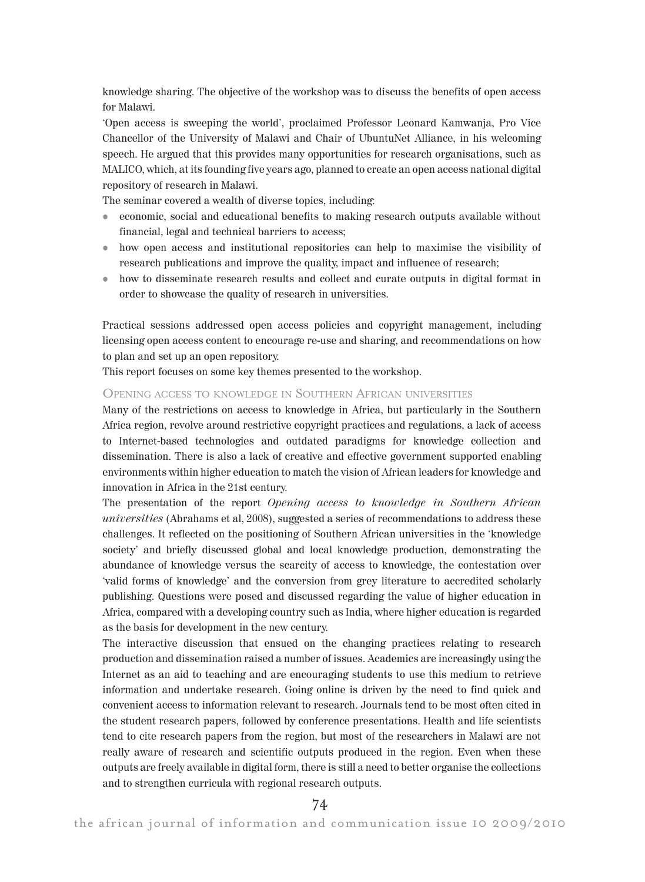knowledge sharing. The objective of the workshop was to discuss the benefits of open access for Malawi.

'Open access is sweeping the world', proclaimed Professor Leonard Kamwanja, Pro Vice Chancellor of the University of Malawi and Chair of UbuntuNet Alliance, in his welcoming speech. He argued that this provides many opportunities for research organisations, such as MALICO, which, at its founding five years ago, planned to create an open access national digital repository of research in Malawi.

The seminar covered a wealth of diverse topics, including:

- economic, social and educational benefits to making research outputs available without financial, legal and technical barriers to access;
- how open access and institutional repositories can help to maximise the visibility of research publications and improve the quality, impact and influence of research;
- how to disseminate research results and collect and curate outputs in digital format in order to showcase the quality of research in universities.

Practical sessions addressed open access policies and copyright management, including licensing open access content to encourage re-use and sharing, and recommendations on how to plan and set up an open repository.

This report focuses on some key themes presented to the workshop.

## Opening access to knowledge in Southern African universities

Many of the restrictions on access to knowledge in Africa, but particularly in the Southern Africa region, revolve around restrictive copyright practices and regulations, a lack of access to Internet-based technologies and outdated paradigms for knowledge collection and dissemination. There is also a lack of creative and effective government supported enabling environments within higher education to match the vision of African leaders for knowledge and innovation in Africa in the 21st century.

The presentation of the report *Opening access to knowledge in Southern African universities* (Abrahams et al, 2008), suggested a series of recommendations to address these challenges. It reflected on the positioning of Southern African universities in the 'knowledge society' and briefly discussed global and local knowledge production, demonstrating the abundance of knowledge versus the scarcity of access to knowledge, the contestation over 'valid forms of knowledge' and the conversion from grey literature to accredited scholarly publishing. Questions were posed and discussed regarding the value of higher education in Africa, compared with a developing country such as India, where higher education is regarded as the basis for development in the new century.

The interactive discussion that ensued on the changing practices relating to research production and dissemination raised a number of issues. Academics are increasingly using the Internet as an aid to teaching and are encouraging students to use this medium to retrieve information and undertake research. Going online is driven by the need to find quick and convenient access to information relevant to research. Journals tend to be most often cited in the student research papers, followed by conference presentations. Health and life scientists tend to cite research papers from the region, but most of the researchers in Malawi are not really aware of research and scientific outputs produced in the region. Even when these outputs are freely available in digital form, there is still a need to better organise the collections and to strengthen curricula with regional research outputs.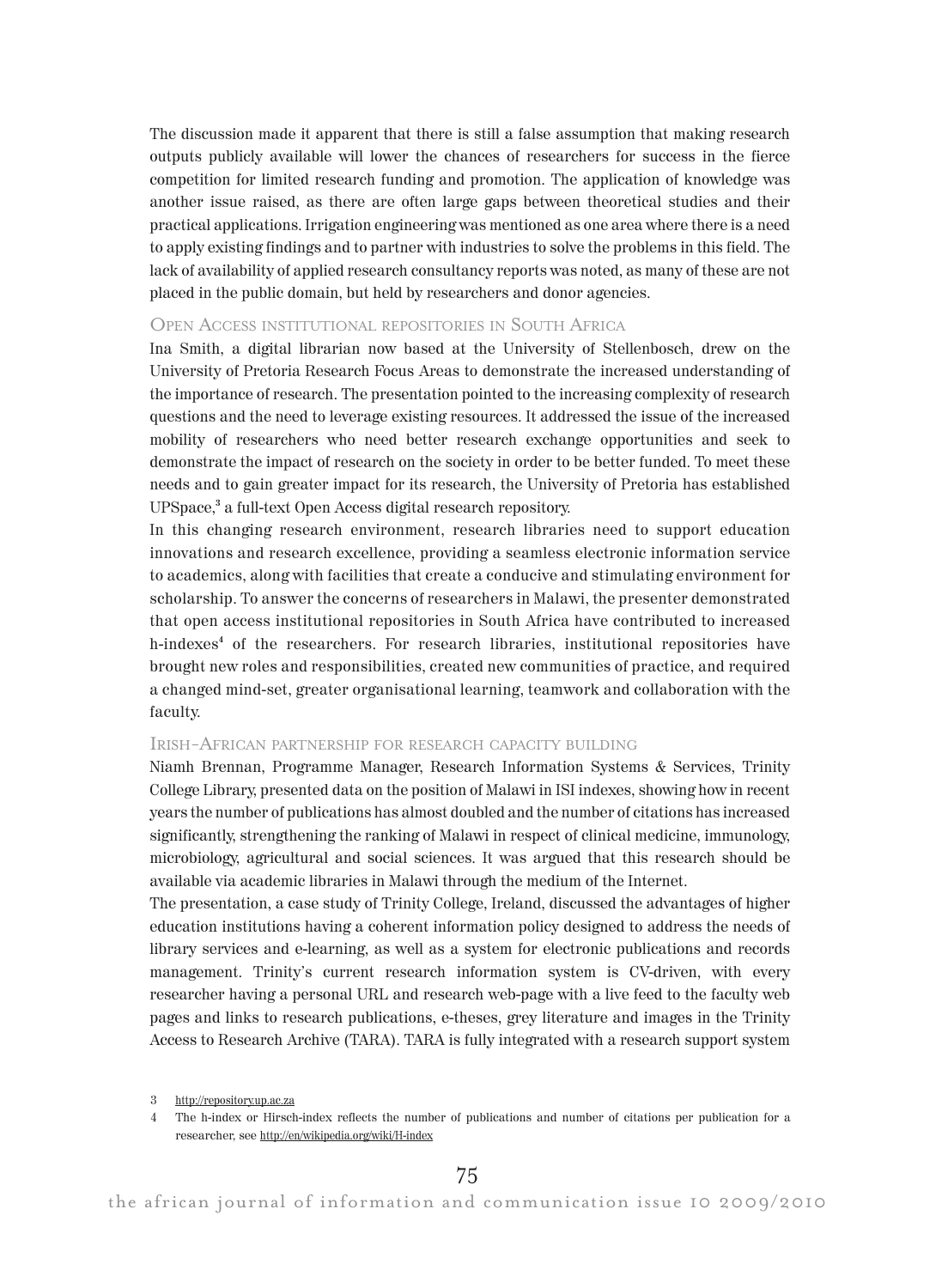The discussion made it apparent that there is still a false assumption that making research outputs publicly available will lower the chances of researchers for success in the fierce competition for limited research funding and promotion. The application of knowledge was another issue raised, as there are often large gaps between theoretical studies and their practical applications. Irrigation engineering was mentioned as one area where there is a need to apply existing findings and to partner with industries to solve the problems in this field. The lack of availability of applied research consultancy reports was noted, as many of these are not placed in the public domain, but held by researchers and donor agencies.

### Open Access institutional repositories in South Africa

Ina Smith, a digital librarian now based at the University of Stellenbosch, drew on the University of Pretoria Research Focus Areas to demonstrate the increased understanding of the importance of research. The presentation pointed to the increasing complexity of research questions and the need to leverage existing resources. It addressed the issue of the increased mobility of researchers who need better research exchange opportunities and seek to demonstrate the impact of research on the society in order to be better funded. To meet these needs and to gain greater impact for its research, the University of Pretoria has established UPSpace,[3] a full-text Open Access digital research repository.

In this changing research environment, research libraries need to support education innovations and research excellence, providing a seamless electronic information service to academics, along with facilities that create a conducive and stimulating environment for scholarship. To answer the concerns of researchers in Malawi, the presenter demonstrated that open access institutional repositories in South Africa have contributed to increased h-indexes[4] of the researchers. For research libraries, institutional repositories have brought new roles and responsibilities, created new communities of practice, and required a changed mind-set, greater organisational learning, teamwork and collaboration with the faculty.

### Irish-African partnership for research capacity building

Niamh Brennan, Programme Manager, Research Information Systems & Services, Trinity College Library, presented data on the position of Malawi in ISI indexes, showing how in recent years the number of publications has almost doubled and the number of citations has increased significantly, strengthening the ranking of Malawi in respect of clinical medicine, immunology, microbiology, agricultural and social sciences. It was argued that this research should be available via academic libraries in Malawi through the medium of the Internet.

The presentation, a case study of Trinity College, Ireland, discussed the advantages of higher education institutions having a coherent information policy designed to address the needs of library services and e-learning, as well as a system for electronic publications and records management. Trinity's current research information system is CV-driven, with every researcher having a personal URL and research web-page with a live feed to the faculty web pages and links to research publications, e-theses, grey literature and images in the Trinity Access to Research Archive (TARA). TARA is fully integrated with a research support system

---

3 http://repository.up.ac.za

4 The h-index or Hirsch-index reflects the number of publications and number of citations per publication for a researcher, see http://en/wikipedia.org/wiki/H-index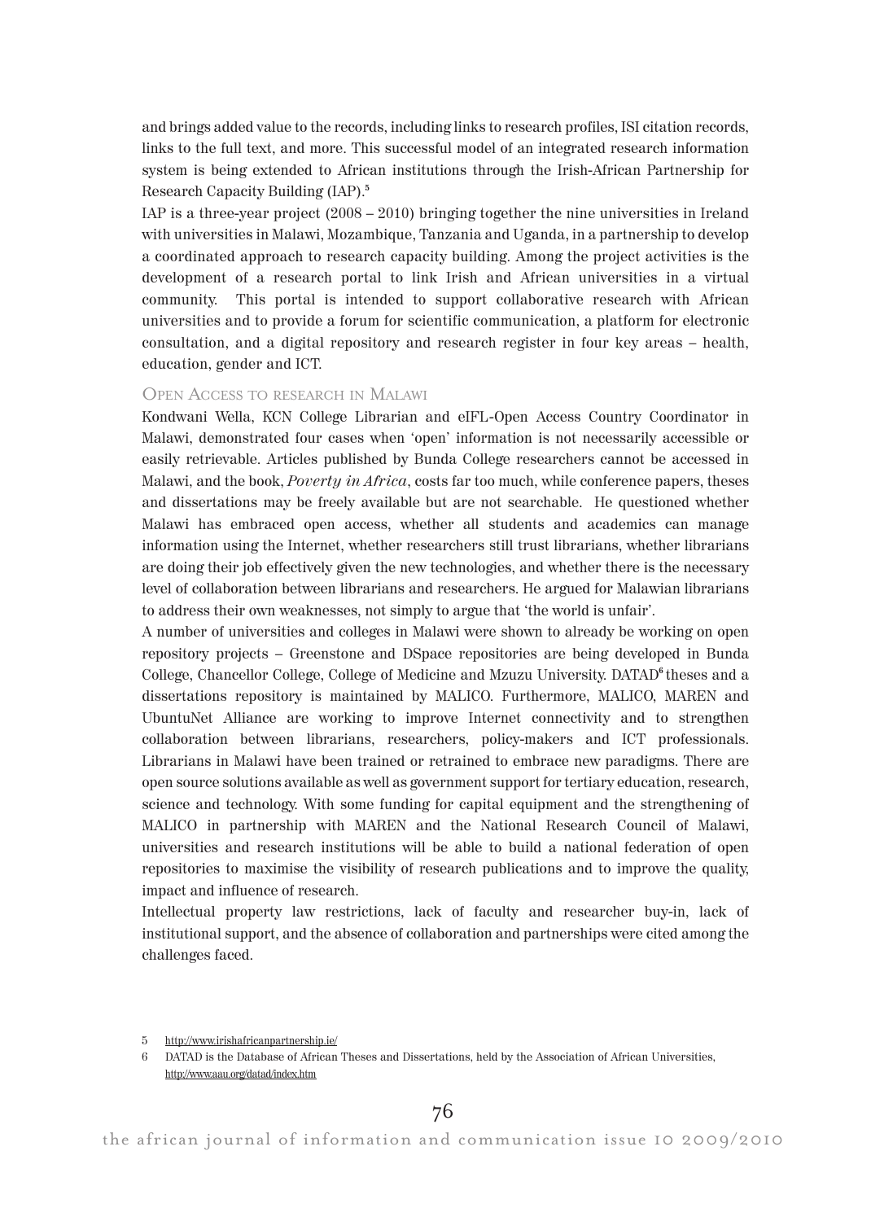and brings added value to the records, including links to research profiles, ISI citation records, links to the full text, and more. This successful model of an integrated research information system is being extended to African institutions through the Irish-African Partnership for Research Capacity Building (IAP).[5]

IAP is a three-year project (2008 – 2010) bringing together the nine universities in Ireland with universities in Malawi, Mozambique, Tanzania and Uganda, in a partnership to develop a coordinated approach to research capacity building. Among the project activities is the development of a research portal to link Irish and African universities in a virtual community. This portal is intended to support collaborative research with African universities and to provide a forum for scientific communication, a platform for electronic consultation, and a digital repository and research register in four key areas – health, education, gender and ICT.

### Open Access to research in Malawi

Kondwani Wella, KCN College Librarian and eIFL-Open Access Country Coordinator in Malawi, demonstrated four cases when 'open' information is not necessarily accessible or easily retrievable. Articles published by Bunda College researchers cannot be accessed in Malawi, and the book, *Poverty in Africa*, costs far too much, while conference papers, theses and dissertations may be freely available but are not searchable. He questioned whether Malawi has embraced open access, whether all students and academics can manage information using the Internet, whether researchers still trust librarians, whether librarians are doing their job effectively given the new technologies, and whether there is the necessary level of collaboration between librarians and researchers. He argued for Malawian librarians to address their own weaknesses, not simply to argue that 'the world is unfair'.

A number of universities and colleges in Malawi were shown to already be working on open repository projects – Greenstone and DSpace repositories are being developed in Bunda College, Chancellor College, College of Medicine and Mzuzu University. DATAD[6] theses and a dissertations repository is maintained by MALICO. Furthermore, MALICO, MAREN and UbuntuNet Alliance are working to improve Internet connectivity and to strengthen collaboration between librarians, researchers, policy-makers and ICT professionals. Librarians in Malawi have been trained or retrained to embrace new paradigms. There are open source solutions available as well as government support for tertiary education, research, science and technology. With some funding for capital equipment and the strengthening of MALICO in partnership with MAREN and the National Research Council of Malawi, universities and research institutions will be able to build a national federation of open repositories to maximise the visibility of research publications and to improve the quality, impact and influence of research.

Intellectual property law restrictions, lack of faculty and researcher buy-in, lack of institutional support, and the absence of collaboration and partnerships were cited among the challenges faced.

---

5 http://www.irishafricanpartnership.ie/

6 DATAD is the Database of African Theses and Dissertations, held by the Association of African Universities, http://www.aau.org/datad/index.htm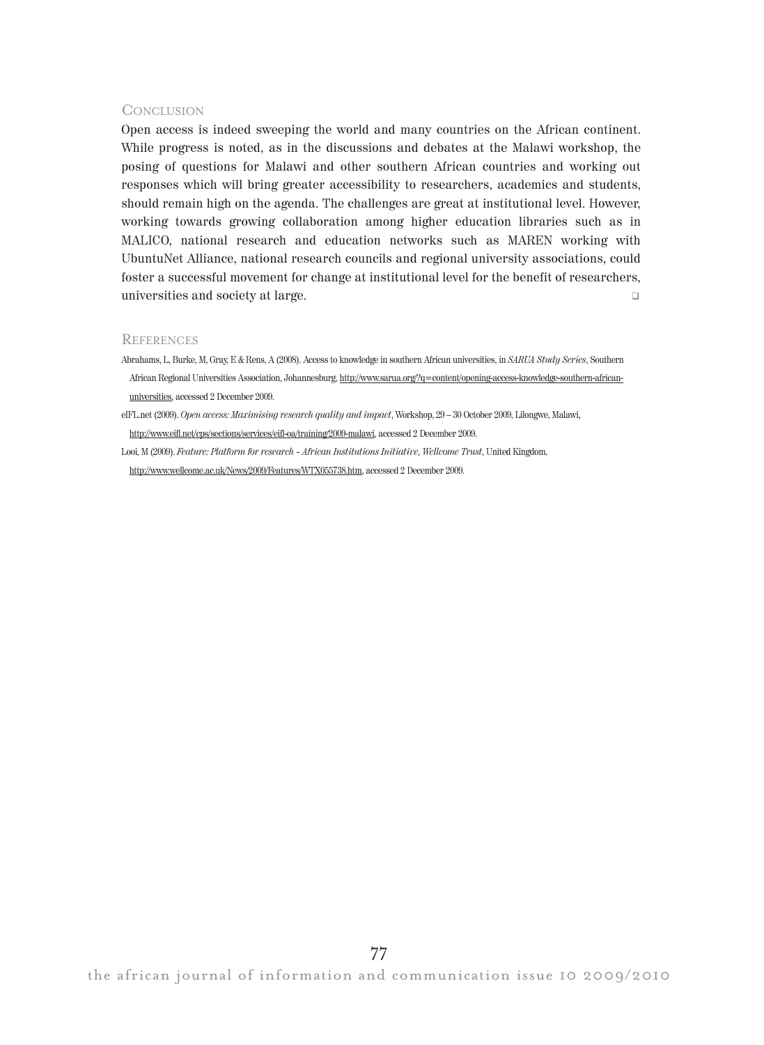## Conclusion

Open access is indeed sweeping the world and many countries on the African continent. While progress is noted, as in the discussions and debates at the Malawi workshop, the posing of questions for Malawi and other southern African countries and working out responses which will bring greater accessibility to researchers, academics and students, should remain high on the agenda. The challenges are great at institutional level. However, working towards growing collaboration among higher education libraries such as in MALICO, national research and education networks such as MAREN working with UbuntuNet Alliance, national research councils and regional university associations, could foster a successful movement for change at institutional level for the benefit of researchers, universities and society at large. ❑

## References

Abrahams, L, Burke, M, Gray, E & Rens, A (2008). Access to knowledge in southern African universities, in *SARUA Study Series*, Southern African Regional Universities Association, Johannesburg, http://www.sarua.org/?q=content/opening-access-knowledge-southern-african-universities, accessed 2 December 2009.

eIFL.net (2009). *Open access: Maximising research quality and impact*, Workshop, 29 – 30 October 2009, Lilongwe, Malawi, http://www.eifl.net/cps/sections/services/eifl-oa/training/2009-malawi, accessed 2 December 2009.

Looi, M (2009). *Feature: Platform for research - African Institutions Initiative, Wellcome Trust*, United Kingdom, http://www.wellcome.ac.uk/News/2009/Features/WTX055738.htm, accessed 2 December 2009.